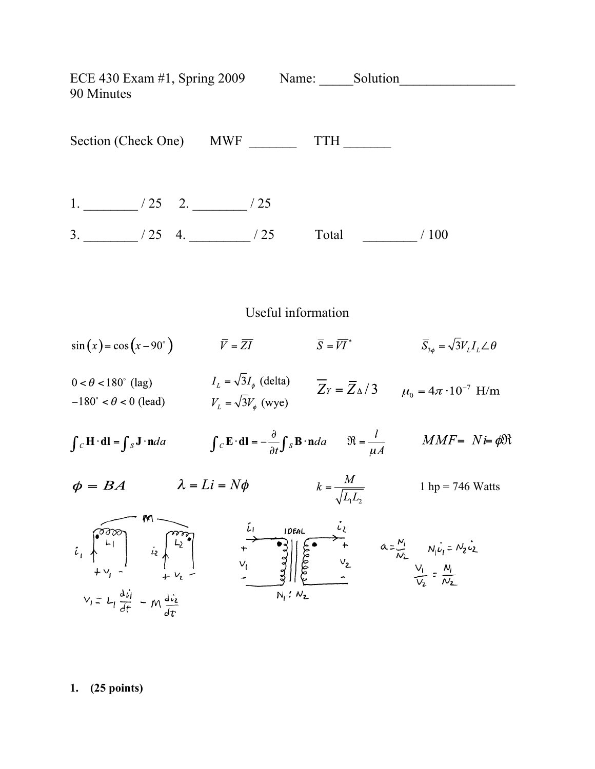ECE 430 Exam #1, Spring 2009 Name: _____Solution_________________

90 Minutes

Section (Check One) MWF _______ TTH _______

1. ________ / 25 2. ________ / 25

3. ________ / 25 4. _________ / 25 Total ________ / 100

## Useful information

$\sin(x) = \cos(x - 90^\circ)$ $\quad \bar{V} = \bar{Z}\bar{I}$ $\quad \bar{S} = \bar{V}\bar{I}^*$ $\quad \bar{S}_{3\phi} = \sqrt{3} V_L I_L \angle \theta$

$0 < \theta < 180^\circ$ (lag)

$-180^\circ < \theta < 0$ (lead)

$I_L = \sqrt{3} I_\phi$ (delta)

$V_L = \sqrt{3} V_\phi$ (wye)

$\bar{Z}_Y = \bar{Z}_\Delta / 3$ $\quad \mu_0 = 4\pi \cdot 10^{-7}$ H/m

$\int_C \mathbf{H} \cdot \mathbf{dl} = \int_S \mathbf{J} \cdot \mathbf{n} da$ $\quad \int_C \mathbf{E} \cdot \mathbf{dl} = -\frac{\partial}{\partial t} \int_S \mathbf{B} \cdot \mathbf{n} da$ $\quad \Re = \frac{l}{\mu A}$ $\quad MMF = Ni = \phi \Re$

$\phi = BA$ $\quad \lambda = Li = N\phi$ $\quad k = \frac{M}{\sqrt{L_1 L_2}}$ $\quad$ 1 hp = 746 Watts

$v_1 = L_1 \frac{di_1}{dt} - M \frac{di_2}{dt}$

IDEAL $\quad N_1 : N_2$

$a = \frac{N_1}{N_2}$ $\quad N_1 i_1 = N_2 i_2$ $\quad \frac{v_1}{v_2} = \frac{N_1}{N_2}$

**1. (25 points)**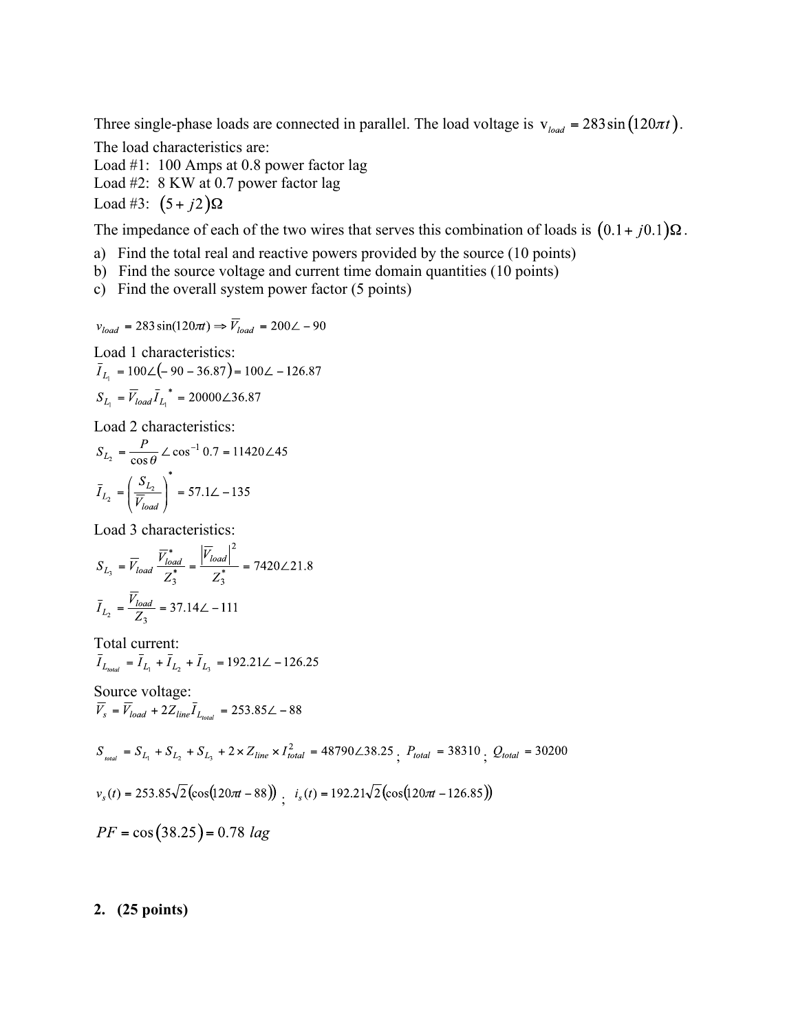Three single-phase loads are connected in parallel. The load voltage is $v_{load} = 283\sin(120\pi t)$.
The load characteristics are:
Load #1: 100 Amps at 0.8 power factor lag
Load #2: 8 KW at 0.7 power factor lag
Load #3: $(5 + j2)\Omega$

The impedance of each of the two wires that serves this combination of loads is $(0.1 + j0.1)\Omega$.

a) Find the total real and reactive powers provided by the source (10 points)
b) Find the source voltage and current time domain quantities (10 points)
c) Find the overall system power factor (5 points)

$$v_{load} = 283\sin(120\pi t) \Rightarrow \overline{V}_{load} = 200\angle -90$$

Load 1 characteristics:

$$\overline{I}_{L_1} = 100\angle(-90 - 36.87) = 100\angle -126.87$$

$$S_{L_1} = \overline{V}_{load}\overline{I}_{L_1}^{\,*} = 20000\angle 36.87$$

Load 2 characteristics:

$$S_{L_2} = \frac{P}{\cos\theta}\angle\cos^{-1}0.7 = 11420\angle 45$$

$$\overline{I}_{L_2} = \left(\frac{S_{L_2}}{\overline{V}_{load}}\right)^* = 57.1\angle -135$$

Load 3 characteristics:

$$S_{L_3} = \overline{V}_{load}\frac{\overline{V}_{load}^*}{Z_3^*} = \frac{\left|\overline{V}_{load}\right|^2}{Z_3^*} = 7420\angle 21.8$$

$$\overline{I}_{L_2} = \frac{\overline{V}_{load}}{Z_3} = 37.14\angle -111$$

Total current:

$$\overline{I}_{L_{total}} = \overline{I}_{L_1} + \overline{I}_{L_2} + \overline{I}_{L_3} = 192.21\angle -126.25$$

Source voltage:

$$\overline{V}_s = \overline{V}_{load} + 2Z_{line}\overline{I}_{L_{total}} = 253.85\angle -88$$

$$S_{total} = S_{L_1} + S_{L_2} + S_{L_3} + 2\times Z_{line}\times I_{total}^2 = 48790\angle 38.25\,;\; P_{total} = 38310\,;\; Q_{total} = 30200$$

$$v_s(t) = 253.85\sqrt{2}\left(\cos(120\pi t - 88)\right)\,;\; i_s(t) = 192.21\sqrt{2}\left(\cos(120\pi t - 126.85)\right)$$

$$PF = \cos(38.25) = 0.78\ lag$$

**2. (25 points)**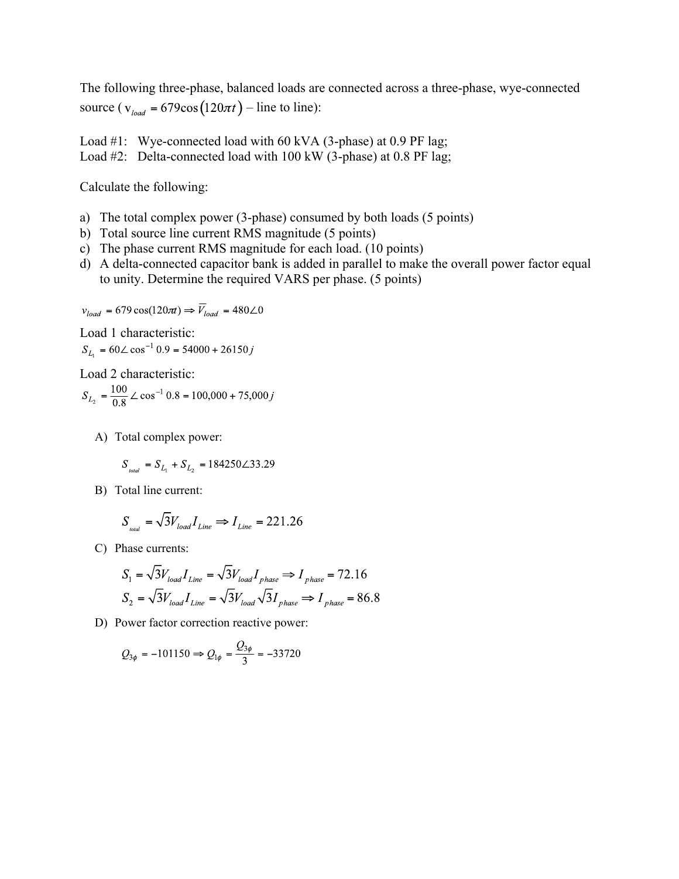The following three-phase, balanced loads are connected across a three-phase, wye-connected source ( $v_{load} = 679\cos\left(120\pi t\right)$ – line to line):

Load #1: Wye-connected load with 60 kVA (3-phase) at 0.9 PF lag;
Load #2: Delta-connected load with 100 kW (3-phase) at 0.8 PF lag;

Calculate the following:

a) The total complex power (3-phase) consumed by both loads (5 points)
b) Total source line current RMS magnitude (5 points)
c) The phase current RMS magnitude for each load. (10 points)
d) A delta-connected capacitor bank is added in parallel to make the overall power factor equal to unity. Determine the required VARS per phase. (5 points)

$$v_{load} = 679\cos(120\pi t) \Rightarrow \overline{V}_{load} = 480\angle 0$$

Load 1 characteristic:

$$S_{L_1} = 60\angle \cos^{-1} 0.9 = 54000 + 26150j$$

Load 2 characteristic:

$$S_{L_2} = \frac{100}{0.8}\angle \cos^{-1} 0.8 = 100{,}000 + 75{,}000j$$

A) Total complex power:

$$S_{total} = S_{L_1} + S_{L_2} = 184250\angle 33.29$$

B) Total line current:

$$S_{total} = \sqrt{3}V_{load}I_{Line} \Rightarrow I_{Line} = 221.26$$

C) Phase currents:

$$S_1 = \sqrt{3}V_{load}I_{Line} = \sqrt{3}V_{load}I_{phase} \Rightarrow I_{phase} = 72.16$$

$$S_2 = \sqrt{3}V_{load}I_{Line} = \sqrt{3}V_{load}\sqrt{3}I_{phase} \Rightarrow I_{phase} = 86.8$$

D) Power factor correction reactive power:

$$Q_{3\phi} = -101150 \Rightarrow Q_{1\phi} = \frac{Q_{3\phi}}{3} = -33720$$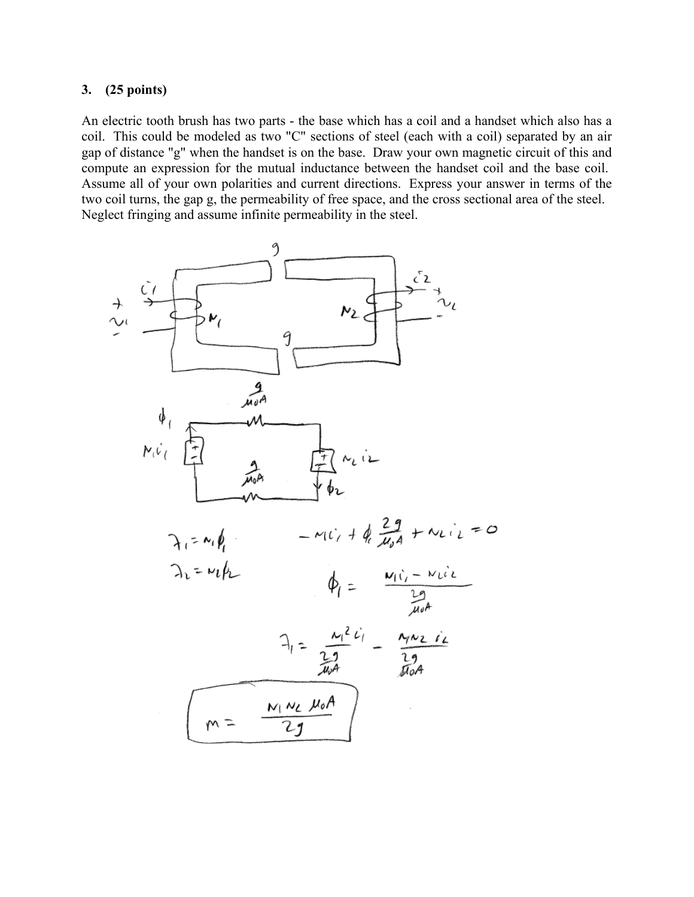**3. (25 points)**

An electric tooth brush has two parts - the base which has a coil and a handset which also has a coil. This could be modeled as two "C" sections of steel (each with a coil) separated by an air gap of distance "g" when the handset is on the base. Draw your own magnetic circuit of this and compute an expression for the mutual inductance between the handset coil and the base coil. Assume all of your own polarities and current directions. Express your answer in terms of the two coil turns, the gap g, the permeability of free space, and the cross sectional area of the steel. Neglect fringing and assume infinite permeability in the steel.

$\frac{g}{\mu_0 A}$ $\phi_1$ $N_1 i_1$ $N_2 i_2$ $\phi_2$ $\frac{g}{\mu_0 A}$

$$\lambda_1 = N_1 \phi_1$$

$$\lambda_2 = N_2 \phi_2$$

$$-N_1 i_1 + \phi_1 \frac{2g}{\mu_0 A} + N_2 i_2 = 0$$

$$\phi_1 = \frac{N_1 i_1 - N_2 i_2}{\frac{2g}{\mu_0 A}}$$

$$\lambda_1 = \frac{N_1^2 i_1}{\frac{2g}{\mu_0 A}} - \frac{N_1 N_2 i_2}{\frac{2g}{\mu_0 A}}$$

$$\boxed{M = \frac{N_1 N_2 \mu_0 A}{2g}}$$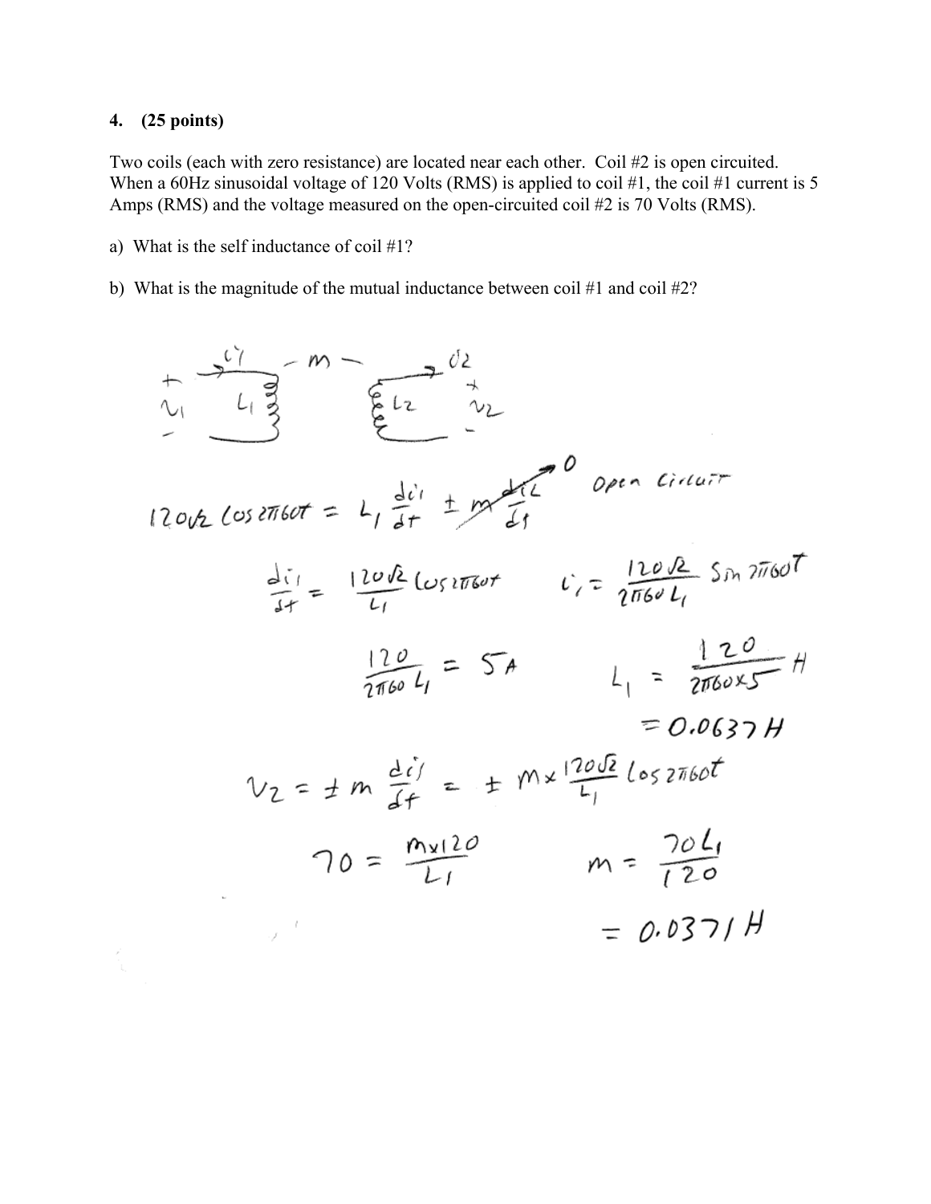**4. (25 points)**

Two coils (each with zero resistance) are located near each other. Coil #2 is open circuited. When a 60Hz sinusoidal voltage of 120 Volts (RMS) is applied to coil #1, the coil #1 current is 5 Amps (RMS) and the voltage measured on the open-circuited coil #2 is 70 Volts (RMS).

a) What is the self inductance of coil #1?

b) What is the magnitude of the mutual inductance between coil #1 and coil #2?

$i_1$ — $m$ — $i_2$

$+$ $v_1$ $-$ $L_1$ $L_2$ $+$ $v_2$ $-$

$$120\sqrt{2}\cos 2\pi 60t = L_1 \frac{di_1}{dt} \pm m\frac{di_2}{dt}$$

$\frac{di_2}{dt} \to 0$ Open Circuit

$$\frac{di_1}{dt} = \frac{120\sqrt{2}\cos 2\pi 60t}{L_1} \qquad i_1 = \frac{120\sqrt{2}}{2\pi 60 L_1}\sin 2\pi 60t$$

$$\frac{120}{2\pi 60 L_1} = 5A \qquad L_1 = \frac{120}{2\pi 60 \times 5} H$$

$$= 0.0637 H$$

$$v_2 = \pm m\frac{di_1}{dt} = \pm m \times \frac{120\sqrt{2}}{L_1}\cos 2\pi 60t$$

$$70 = \frac{m \times 120}{L_1} \qquad m = \frac{70 L_1}{120}$$

$$= 0.0371 H$$